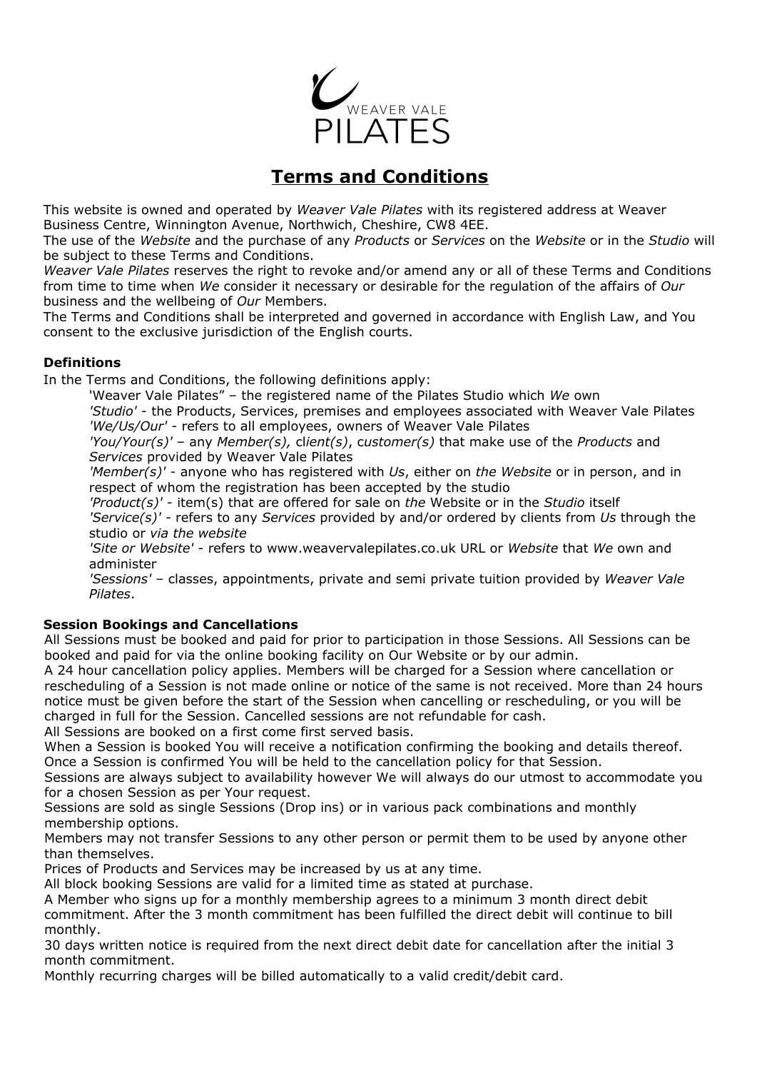WEAVER VALE PILATES

# Terms and Conditions

This website is owned and operated by *Weaver Vale Pilates* with its registered address at Weaver Business Centre, Winnington Avenue, Northwich, Cheshire, CW8 4EE.
The use of the *Website* and the purchase of any *Products* or *Services* on the *Website* or in the *Studio* will be subject to these Terms and Conditions.
*Weaver Vale Pilates* reserves the right to revoke and/or amend any or all of these Terms and Conditions from time to time when *We* consider it necessary or desirable for the regulation of the affairs of *Our* business and the wellbeing of *Our* Members.
The Terms and Conditions shall be interpreted and governed in accordance with English Law, and You consent to the exclusive jurisdiction of the English courts.

**Definitions**

In the Terms and Conditions, the following definitions apply:

'Weaver Vale Pilates" – the registered name of the Pilates Studio which *We* own
*'Studio'* - the Products, Services, premises and employees associated with Weaver Vale Pilates
*'We/Us/Our'* - refers to all employees, owners of Weaver Vale Pilates
*'You/Your(s)'* – any *Member(s),* c*lient(s)*, c*ustomer(s)* that make use of the *Products* and *Services* provided by Weaver Vale Pilates
*'Member(s)'* - anyone who has registered with *Us*, either on *the Website* or in person, and in respect of whom the registration has been accepted by the studio
*'Product(s)'* - item(s) that are offered for sale on *the* Website or in the *Studio* itself
*'Service(s)'* - refers to any *Services* provided by and/or ordered by clients from *Us* through the studio or *via the website*
*'Site or Website'* - refers to www.weavervalepilates.co.uk URL or *Website* that *We* own and administer
*'Sessions'* – classes, appointments, private and semi private tuition provided by *Weaver Vale Pilates*.

**Session Bookings and Cancellations**

All Sessions must be booked and paid for prior to participation in those Sessions. All Sessions can be booked and paid for via the online booking facility on Our Website or by our admin.
A 24 hour cancellation policy applies. Members will be charged for a Session where cancellation or rescheduling of a Session is not made online or notice of the same is not received. More than 24 hours notice must be given before the start of the Session when cancelling or rescheduling, or you will be charged in full for the Session. Cancelled sessions are not refundable for cash.
All Sessions are booked on a first come first served basis.
When a Session is booked You will receive a notification confirming the booking and details thereof. Once a Session is confirmed You will be held to the cancellation policy for that Session.
Sessions are always subject to availability however We will always do our utmost to accommodate you for a chosen Session as per Your request.
Sessions are sold as single Sessions (Drop ins) or in various pack combinations and monthly membership options.
Members may not transfer Sessions to any other person or permit them to be used by anyone other than themselves.
Prices of Products and Services may be increased by us at any time.
All block booking Sessions are valid for a limited time as stated at purchase.
A Member who signs up for a monthly membership agrees to a minimum 3 month direct debit commitment. After the 3 month commitment has been fulfilled the direct debit will continue to bill monthly.
30 days written notice is required from the next direct debit date for cancellation after the initial 3 month commitment.
Monthly recurring charges will be billed automatically to a valid credit/debit card.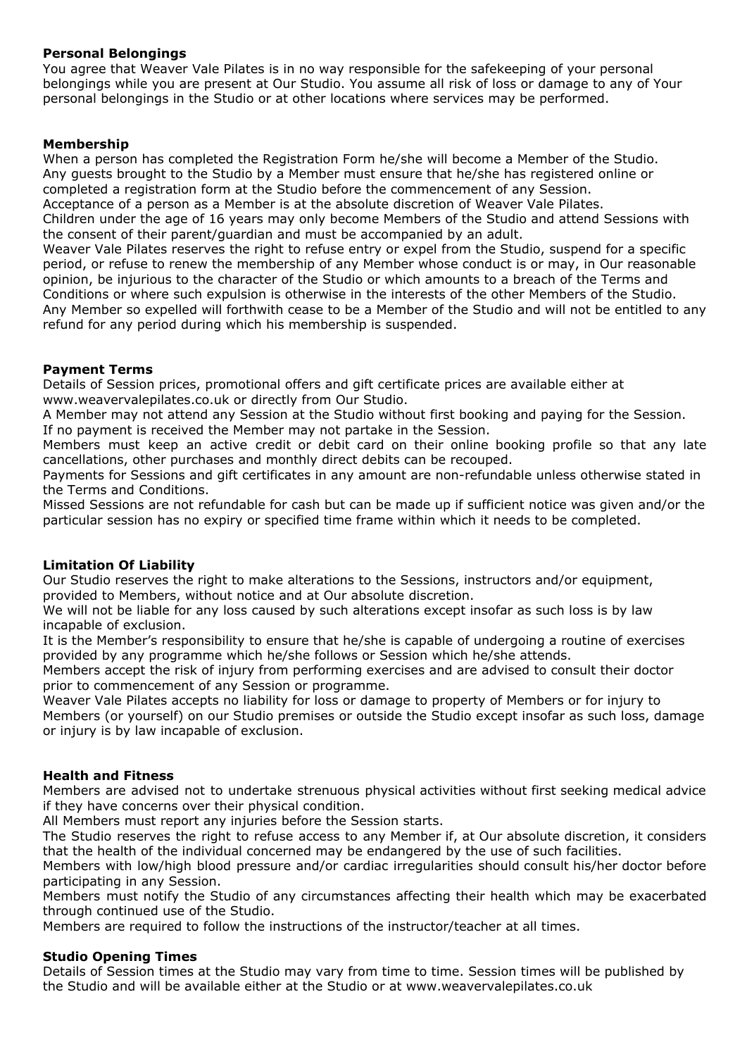**Personal Belongings**

You agree that Weaver Vale Pilates is in no way responsible for the safekeeping of your personal belongings while you are present at Our Studio. You assume all risk of loss or damage to any of Your personal belongings in the Studio or at other locations where services may be performed.

**Membership**

When a person has completed the Registration Form he/she will become a Member of the Studio.
Any guests brought to the Studio by a Member must ensure that he/she has registered online or completed a registration form at the Studio before the commencement of any Session.
Acceptance of a person as a Member is at the absolute discretion of Weaver Vale Pilates.
Children under the age of 16 years may only become Members of the Studio and attend Sessions with the consent of their parent/guardian and must be accompanied by an adult.
Weaver Vale Pilates reserves the right to refuse entry or expel from the Studio, suspend for a specific period, or refuse to renew the membership of any Member whose conduct is or may, in Our reasonable opinion, be injurious to the character of the Studio or which amounts to a breach of the Terms and Conditions or where such expulsion is otherwise in the interests of the other Members of the Studio.
Any Member so expelled will forthwith cease to be a Member of the Studio and will not be entitled to any refund for any period during which his membership is suspended.

**Payment Terms**

Details of Session prices, promotional offers and gift certificate prices are available either at www.weavervalepilates.co.uk or directly from Our Studio.
A Member may not attend any Session at the Studio without first booking and paying for the Session.
If no payment is received the Member may not partake in the Session.
Members must keep an active credit or debit card on their online booking profile so that any late cancellations, other purchases and monthly direct debits can be recouped.
Payments for Sessions and gift certificates in any amount are non-refundable unless otherwise stated in the Terms and Conditions.
Missed Sessions are not refundable for cash but can be made up if sufficient notice was given and/or the particular session has no expiry or specified time frame within which it needs to be completed.

**Limitation Of Liability**

Our Studio reserves the right to make alterations to the Sessions, instructors and/or equipment, provided to Members, without notice and at Our absolute discretion.
We will not be liable for any loss caused by such alterations except insofar as such loss is by law incapable of exclusion.
It is the Member's responsibility to ensure that he/she is capable of undergoing a routine of exercises provided by any programme which he/she follows or Session which he/she attends.
Members accept the risk of injury from performing exercises and are advised to consult their doctor prior to commencement of any Session or programme.
Weaver Vale Pilates accepts no liability for loss or damage to property of Members or for injury to Members (or yourself) on our Studio premises or outside the Studio except insofar as such loss, damage or injury is by law incapable of exclusion.

**Health and Fitness**

Members are advised not to undertake strenuous physical activities without first seeking medical advice if they have concerns over their physical condition.
All Members must report any injuries before the Session starts.
The Studio reserves the right to refuse access to any Member if, at Our absolute discretion, it considers that the health of the individual concerned may be endangered by the use of such facilities.
Members with low/high blood pressure and/or cardiac irregularities should consult his/her doctor before participating in any Session.
Members must notify the Studio of any circumstances affecting their health which may be exacerbated through continued use of the Studio.
Members are required to follow the instructions of the instructor/teacher at all times.

**Studio Opening Times**

Details of Session times at the Studio may vary from time to time. Session times will be published by the Studio and will be available either at the Studio or at www.weavervalepilates.co.uk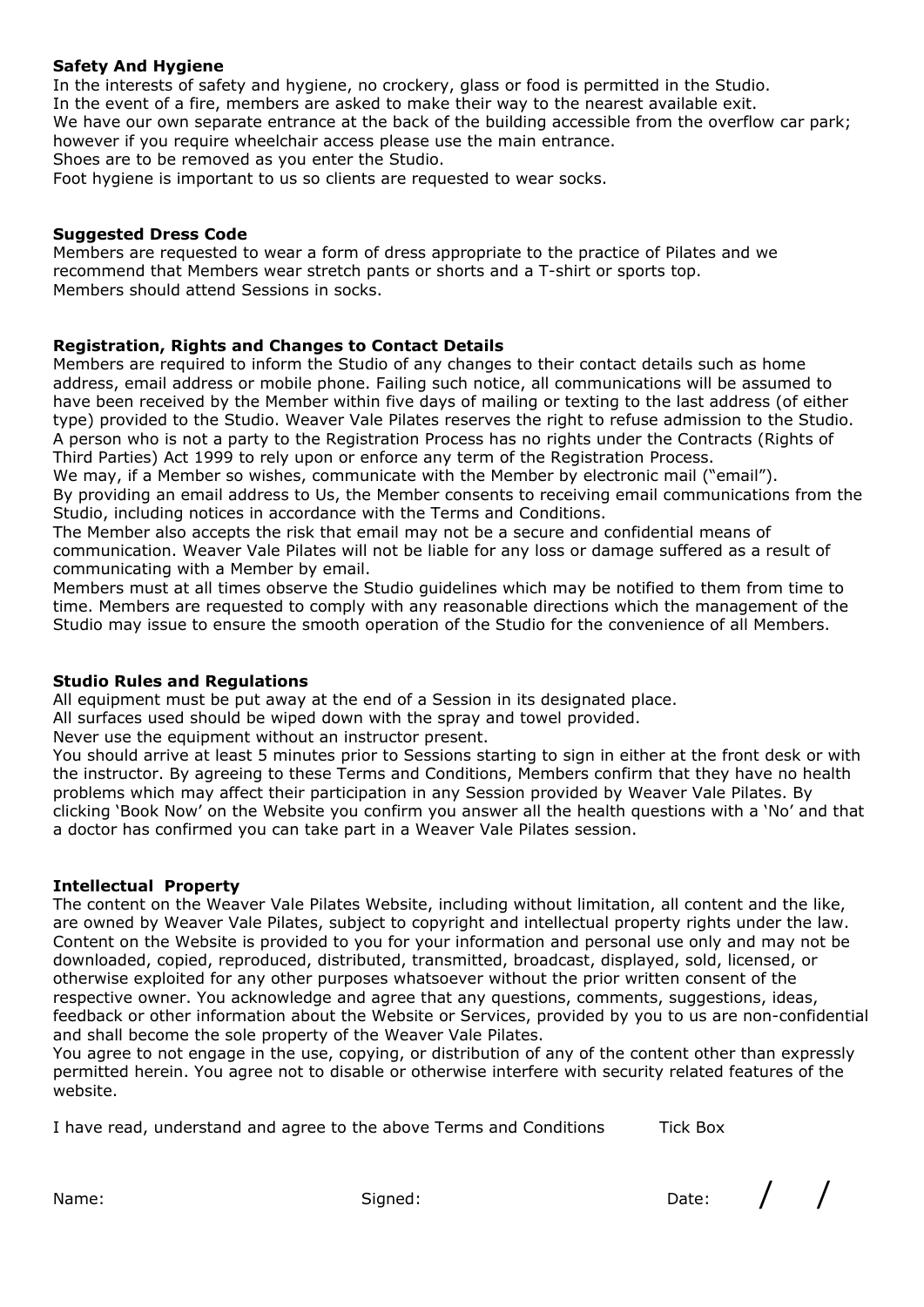**Safety And Hygiene**

In the interests of safety and hygiene, no crockery, glass or food is permitted in the Studio.
In the event of a fire, members are asked to make their way to the nearest available exit.
We have our own separate entrance at the back of the building accessible from the overflow car park; however if you require wheelchair access please use the main entrance.
Shoes are to be removed as you enter the Studio.
Foot hygiene is important to us so clients are requested to wear socks.

**Suggested Dress Code**

Members are requested to wear a form of dress appropriate to the practice of Pilates and we recommend that Members wear stretch pants or shorts and a T-shirt or sports top.
Members should attend Sessions in socks.

**Registration, Rights and Changes to Contact Details**

Members are required to inform the Studio of any changes to their contact details such as home address, email address or mobile phone. Failing such notice, all communications will be assumed to have been received by the Member within five days of mailing or texting to the last address (of either type) provided to the Studio. Weaver Vale Pilates reserves the right to refuse admission to the Studio.
A person who is not a party to the Registration Process has no rights under the Contracts (Rights of Third Parties) Act 1999 to rely upon or enforce any term of the Registration Process.
We may, if a Member so wishes, communicate with the Member by electronic mail ("email").
By providing an email address to Us, the Member consents to receiving email communications from the Studio, including notices in accordance with the Terms and Conditions.
The Member also accepts the risk that email may not be a secure and confidential means of communication. Weaver Vale Pilates will not be liable for any loss or damage suffered as a result of communicating with a Member by email.
Members must at all times observe the Studio guidelines which may be notified to them from time to time. Members are requested to comply with any reasonable directions which the management of the Studio may issue to ensure the smooth operation of the Studio for the convenience of all Members.

**Studio Rules and Regulations**

All equipment must be put away at the end of a Session in its designated place.
All surfaces used should be wiped down with the spray and towel provided.
Never use the equipment without an instructor present.
You should arrive at least 5 minutes prior to Sessions starting to sign in either at the front desk or with the instructor. By agreeing to these Terms and Conditions, Members confirm that they have no health problems which may affect their participation in any Session provided by Weaver Vale Pilates. By clicking 'Book Now' on the Website you confirm you answer all the health questions with a 'No' and that a doctor has confirmed you can take part in a Weaver Vale Pilates session.

**Intellectual Property**

The content on the Weaver Vale Pilates Website, including without limitation, all content and the like, are owned by Weaver Vale Pilates, subject to copyright and intellectual property rights under the law. Content on the Website is provided to you for your information and personal use only and may not be downloaded, copied, reproduced, distributed, transmitted, broadcast, displayed, sold, licensed, or otherwise exploited for any other purposes whatsoever without the prior written consent of the respective owner. You acknowledge and agree that any questions, comments, suggestions, ideas, feedback or other information about the Website or Services, provided by you to us are non-confidential and shall become the sole property of the Weaver Vale Pilates.
You agree to not engage in the use, copying, or distribution of any of the content other than expressly permitted herein. You agree not to disable or otherwise interfere with security related features of the website.

I have read, understand and agree to the above Terms and Conditions Tick Box

Name: Signed: Date: / /